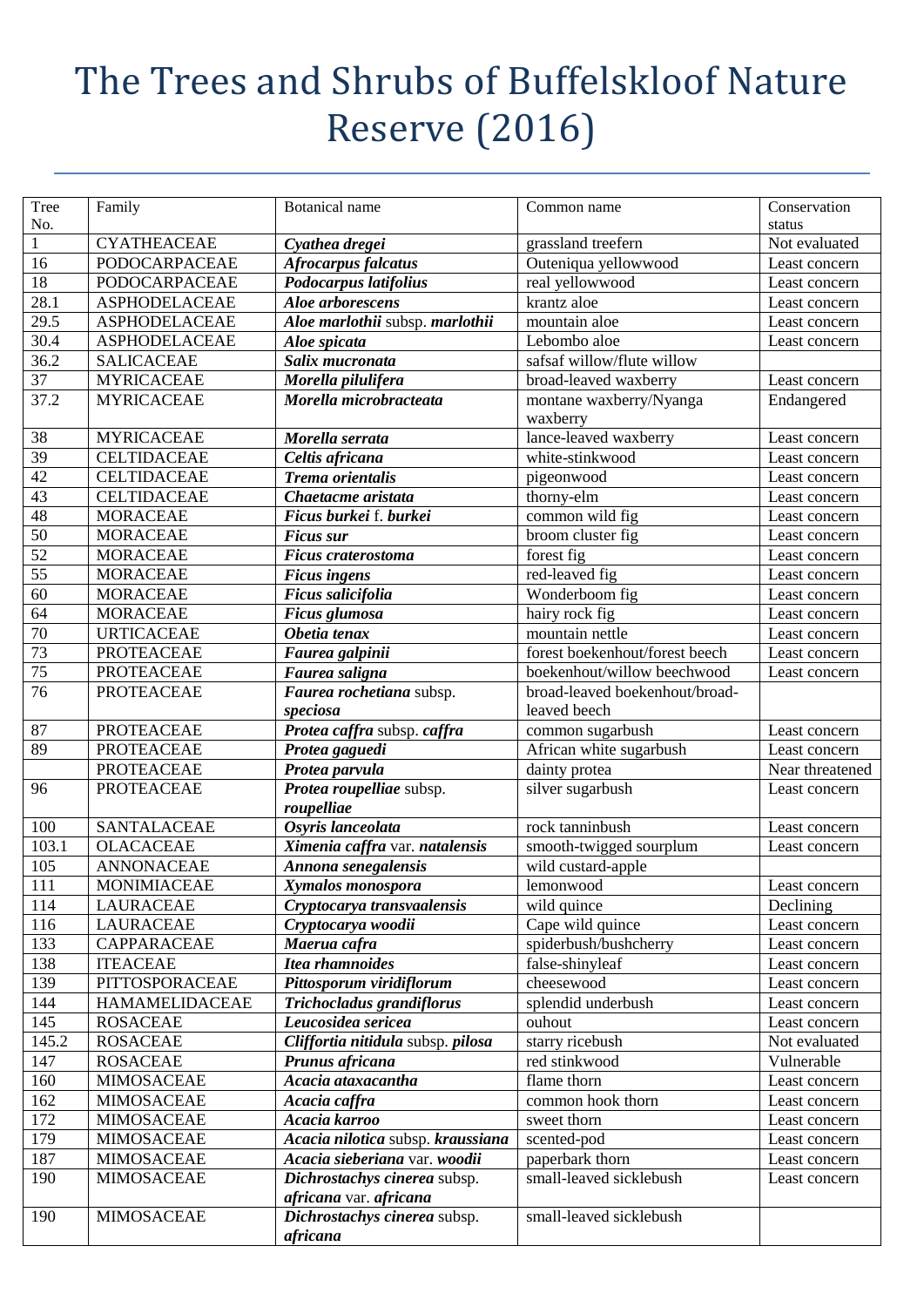# The Trees and Shrubs of Buffelskloof Nature Reserve (2016)

| Tree No. | Family | Botanical name | Common name | Conservation status |
|---|---|---|---|---|
| 1 | CYATHEACEAE | ***Cyathea dregei*** | grassland treefern | Not evaluated |
| 16 | PODOCARPACEAE | ***Afrocarpus falcatus*** | Outeniqua yellowwood | Least concern |
| 18 | PODOCARPACEAE | ***Podocarpus latifolius*** | real yellowwood | Least concern |
| 28.1 | ASPHODELACEAE | ***Aloe arborescens*** | krantz aloe | Least concern |
| 29.5 | ASPHODELACEAE | ***Aloe marlothii*** subsp. ***marlothii*** | mountain aloe | Least concern |
| 30.4 | ASPHODELACEAE | ***Aloe spicata*** | Lebombo aloe | Least concern |
| 36.2 | SALICACEAE | ***Salix mucronata*** | safsaf willow/flute willow | |
| 37 | MYRICACEAE | ***Morella pilulifera*** | broad-leaved waxberry | Least concern |
| 37.2 | MYRICACEAE | ***Morella microbracteata*** | montane waxberry/Nyanga waxberry | Endangered |
| 38 | MYRICACEAE | ***Morella serrata*** | lance-leaved waxberry | Least concern |
| 39 | CELTIDACEAE | ***Celtis africana*** | white-stinkwood | Least concern |
| 42 | CELTIDACEAE | ***Trema orientalis*** | pigeonwood | Least concern |
| 43 | CELTIDACEAE | ***Chaetacme aristata*** | thorny-elm | Least concern |
| 48 | MORACEAE | ***Ficus burkei*** f. ***burkei*** | common wild fig | Least concern |
| 50 | MORACEAE | ***Ficus sur*** | broom cluster fig | Least concern |
| 52 | MORACEAE | ***Ficus craterostoma*** | forest fig | Least concern |
| 55 | MORACEAE | ***Ficus ingens*** | red-leaved fig | Least concern |
| 60 | MORACEAE | ***Ficus salicifolia*** | Wonderboom fig | Least concern |
| 64 | MORACEAE | ***Ficus glumosa*** | hairy rock fig | Least concern |
| 70 | URTICACEAE | ***Obetia tenax*** | mountain nettle | Least concern |
| 73 | PROTEACEAE | ***Faurea galpinii*** | forest boekenhout/forest beech | Least concern |
| 75 | PROTEACEAE | ***Faurea saligna*** | boekenhout/willow beechwood | Least concern |
| 76 | PROTEACEAE | ***Faurea rochetiana*** subsp. ***speciosa*** | broad-leaved boekenhout/broad-leaved beech | |
| 87 | PROTEACEAE | ***Protea caffra*** subsp. ***caffra*** | common sugarbush | Least concern |
| 89 | PROTEACEAE | ***Protea gaguedi*** | African white sugarbush | Least concern |
| | PROTEACEAE | ***Protea parvula*** | dainty protea | Near threatened |
| 96 | PROTEACEAE | ***Protea roupelliae*** subsp. ***roupelliae*** | silver sugarbush | Least concern |
| 100 | SANTALACEAE | ***Osyris lanceolata*** | rock tanninbush | Least concern |
| 103.1 | OLACACEAE | ***Ximenia caffra*** var. ***natalensis*** | smooth-twigged sourplum | Least concern |
| 105 | ANNONACEAE | ***Annona senegalensis*** | wild custard-apple | |
| 111 | MONIMIACEAE | ***Xymalos monospora*** | lemonwood | Least concern |
| 114 | LAURACEAE | ***Cryptocarya transvaalensis*** | wild quince | Declining |
| 116 | LAURACEAE | ***Cryptocarya woodii*** | Cape wild quince | Least concern |
| 133 | CAPPARACEAE | ***Maerua cafra*** | spiderbush/bushcherry | Least concern |
| 138 | ITEACEAE | ***Itea rhamnoides*** | false-shinyleaf | Least concern |
| 139 | PITTOSPORACEAE | ***Pittosporum viridiflorum*** | cheesewood | Least concern |
| 144 | HAMAMELIDACEAE | ***Trichocladus grandiflorus*** | splendid underbush | Least concern |
| 145 | ROSACEAE | ***Leucosidea sericea*** | ouhout | Least concern |
| 145.2 | ROSACEAE | ***Cliffortia nitidula*** subsp. ***pilosa*** | starry ricebush | Not evaluated |
| 147 | ROSACEAE | ***Prunus africana*** | red stinkwood | Vulnerable |
| 160 | MIMOSACEAE | ***Acacia ataxacantha*** | flame thorn | Least concern |
| 162 | MIMOSACEAE | ***Acacia caffra*** | common hook thorn | Least concern |
| 172 | MIMOSACEAE | ***Acacia karroo*** | sweet thorn | Least concern |
| 179 | MIMOSACEAE | ***Acacia nilotica*** subsp. ***kraussiana*** | scented-pod | Least concern |
| 187 | MIMOSACEAE | ***Acacia sieberiana*** var. ***woodii*** | paperbark thorn | Least concern |
| 190 | MIMOSACEAE | ***Dichrostachys cinerea*** subsp. ***africana*** var. ***africana*** | small-leaved sicklebush | Least concern |
| 190 | MIMOSACEAE | ***Dichrostachys cinerea*** subsp. ***africana*** | small-leaved sicklebush | |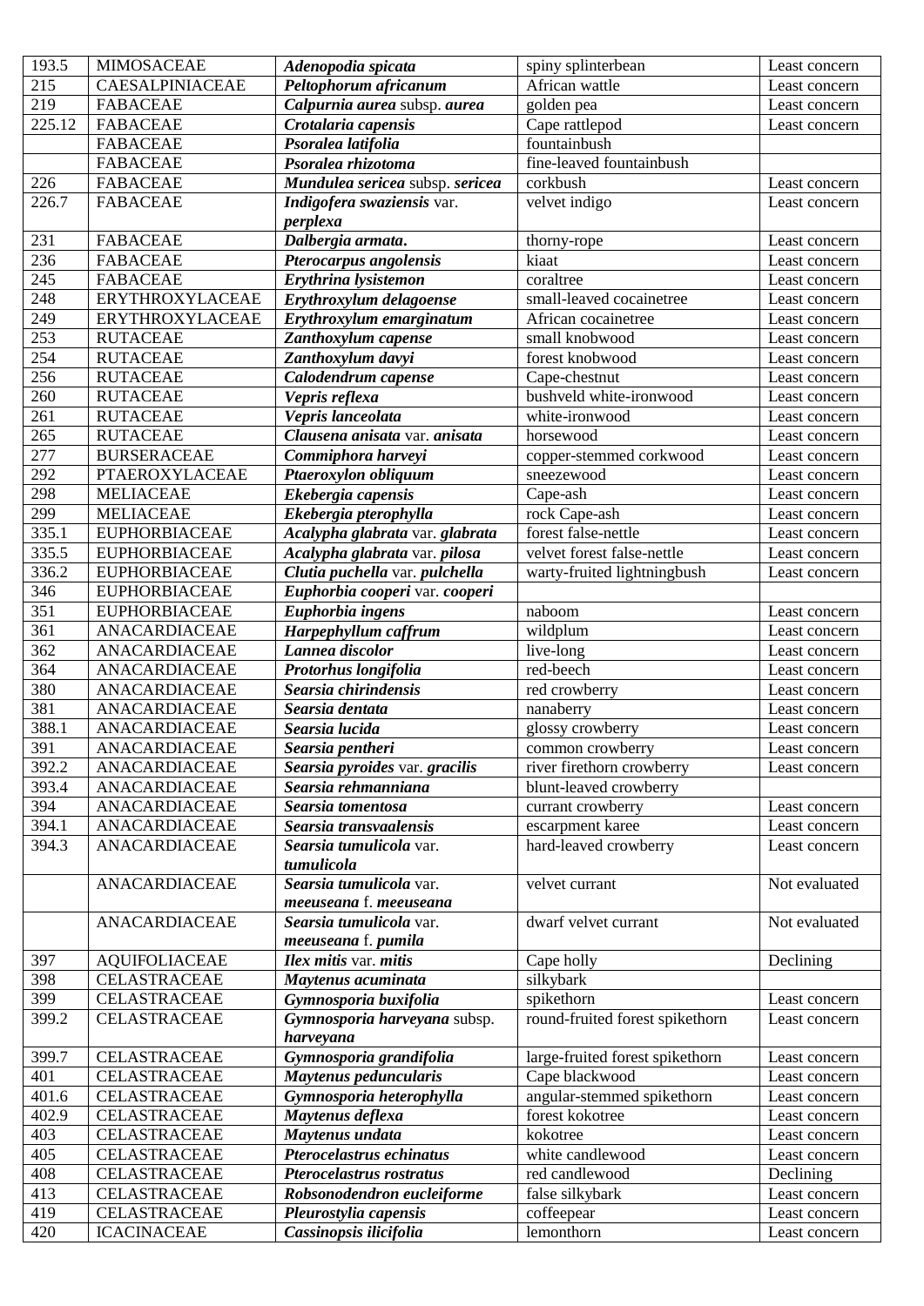| 193.5 | MIMOSACEAE | ***Adenopodia spicata*** | spiny splinterbean | Least concern |
|---|---|---|---|---|
| 215 | CAESALPINIACEAE | ***Peltophorum africanum*** | African wattle | Least concern |
| 219 | FABACEAE | ***Calpurnia aurea*** subsp. ***aurea*** | golden pea | Least concern |
| 225.12 | FABACEAE | ***Crotalaria capensis*** | Cape rattlepod | Least concern |
| | FABACEAE | ***Psoralea latifolia*** | fountainbush | |
| | FABACEAE | ***Psoralea rhizotoma*** | fine-leaved fountainbush | |
| 226 | FABACEAE | ***Mundulea sericea*** subsp. ***sericea*** | corkbush | Least concern |
| 226.7 | FABACEAE | ***Indigofera swaziensis*** var. ***perplexa*** | velvet indigo | Least concern |
| 231 | FABACEAE | ***Dalbergia armata.*** | thorny-rope | Least concern |
| 236 | FABACEAE | ***Pterocarpus angolensis*** | kiaat | Least concern |
| 245 | FABACEAE | ***Erythrina lysistemon*** | coraltree | Least concern |
| 248 | ERYTHROXYLACEAE | ***Erythroxylum delagoense*** | small-leaved cocainetree | Least concern |
| 249 | ERYTHROXYLACEAE | ***Erythroxylum emarginatum*** | African cocainetree | Least concern |
| 253 | RUTACEAE | ***Zanthoxylum capense*** | small knobwood | Least concern |
| 254 | RUTACEAE | ***Zanthoxylum davyi*** | forest knobwood | Least concern |
| 256 | RUTACEAE | ***Calodendrum capense*** | Cape-chestnut | Least concern |
| 260 | RUTACEAE | ***Vepris reflexa*** | bushveld white-ironwood | Least concern |
| 261 | RUTACEAE | ***Vepris lanceolata*** | white-ironwood | Least concern |
| 265 | RUTACEAE | ***Clausena anisata*** var. ***anisata*** | horsewood | Least concern |
| 277 | BURSERACEAE | ***Commiphora harveyi*** | copper-stemmed corkwood | Least concern |
| 292 | PTAEROXYLACEAE | ***Ptaeroxylon obliquum*** | sneezewood | Least concern |
| 298 | MELIACEAE | ***Ekebergia capensis*** | Cape-ash | Least concern |
| 299 | MELIACEAE | ***Ekebergia pterophylla*** | rock Cape-ash | Least concern |
| 335.1 | EUPHORBIACEAE | ***Acalypha glabrata*** var. ***glabrata*** | forest false-nettle | Least concern |
| 335.5 | EUPHORBIACEAE | ***Acalypha glabrata*** var. ***pilosa*** | velvet forest false-nettle | Least concern |
| 336.2 | EUPHORBIACEAE | ***Clutia puchella*** var. ***pulchella*** | warty-fruited lightningbush | Least concern |
| 346 | EUPHORBIACEAE | ***Euphorbia cooperi*** var. ***cooperi*** | | |
| 351 | EUPHORBIACEAE | ***Euphorbia ingens*** | naboom | Least concern |
| 361 | ANACARDIACEAE | ***Harpephyllum caffrum*** | wildplum | Least concern |
| 362 | ANACARDIACEAE | ***Lannea discolor*** | live-long | Least concern |
| 364 | ANACARDIACEAE | ***Protorhus longifolia*** | red-beech | Least concern |
| 380 | ANACARDIACEAE | ***Searsia chirindensis*** | red crowberry | Least concern |
| 381 | ANACARDIACEAE | ***Searsia dentata*** | nanaberry | Least concern |
| 388.1 | ANACARDIACEAE | ***Searsia lucida*** | glossy crowberry | Least concern |
| 391 | ANACARDIACEAE | ***Searsia pentheri*** | common crowberry | Least concern |
| 392.2 | ANACARDIACEAE | ***Searsia pyroides*** var. ***gracilis*** | river firethorn crowberry | Least concern |
| 393.4 | ANACARDIACEAE | ***Searsia rehmanniana*** | blunt-leaved crowberry | |
| 394 | ANACARDIACEAE | ***Searsia tomentosa*** | currant crowberry | Least concern |
| 394.1 | ANACARDIACEAE | ***Searsia transvaalensis*** | escarpment karee | Least concern |
| 394.3 | ANACARDIACEAE | ***Searsia tumulicola*** var. ***tumulicola*** | hard-leaved crowberry | Least concern |
| | ANACARDIACEAE | ***Searsia tumulicola*** var. ***meeuseana*** f. ***meeuseana*** | velvet currant | Not evaluated |
| | ANACARDIACEAE | ***Searsia tumulicola*** var. ***meeuseana*** f. ***pumila*** | dwarf velvet currant | Not evaluated |
| 397 | AQUIFOLIACEAE | ***Ilex mitis*** var. ***mitis*** | Cape holly | Declining |
| 398 | CELASTRACEAE | ***Maytenus acuminata*** | silkybark | |
| 399 | CELASTRACEAE | ***Gymnosporia buxifolia*** | spikethorn | Least concern |
| 399.2 | CELASTRACEAE | ***Gymnosporia harveyana*** subsp. ***harveyana*** | round-fruited forest spikethorn | Least concern |
| 399.7 | CELASTRACEAE | ***Gymnosporia grandifolia*** | large-fruited forest spikethorn | Least concern |
| 401 | CELASTRACEAE | ***Maytenus peduncularis*** | Cape blackwood | Least concern |
| 401.6 | CELASTRACEAE | ***Gymnosporia heterophylla*** | angular-stemmed spikethorn | Least concern |
| 402.9 | CELASTRACEAE | ***Maytenus deflexa*** | forest kokotree | Least concern |
| 403 | CELASTRACEAE | ***Maytenus undata*** | kokotree | Least concern |
| 405 | CELASTRACEAE | ***Pterocelastrus echinatus*** | white candlewood | Least concern |
| 408 | CELASTRACEAE | ***Pterocelastrus rostratus*** | red candlewood | Declining |
| 413 | CELASTRACEAE | ***Robsonodendron eucleiforme*** | false silkybark | Least concern |
| 419 | CELASTRACEAE | ***Pleurostylia capensis*** | coffeepear | Least concern |
| 420 | ICACINACEAE | ***Cassinopsis ilicifolia*** | lemonthorn | Least concern |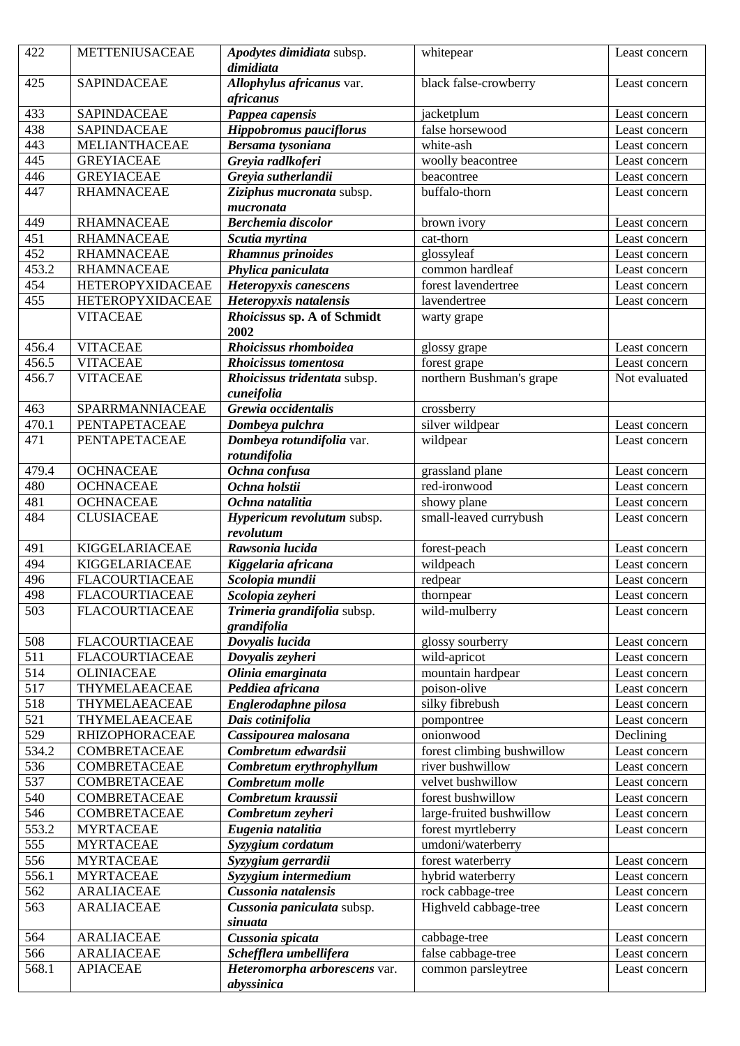| 422 | METTENIUSACEAE | ***Apodytes dimidiata* subsp. *dimidiata*** | whitepear | Least concern |
|---|---|---|---|---|
| 425 | SAPINDACEAE | ***Allophylus africanus* var. *africanus*** | black false-crowberry | Least concern |
| 433 | SAPINDACEAE | ***Pappea capensis*** | jacketplum | Least concern |
| 438 | SAPINDACEAE | ***Hippobromus pauciflorus*** | false horsewood | Least concern |
| 443 | MELIANTHACEAE | ***Bersama tysoniana*** | white-ash | Least concern |
| 445 | GREYIACEAE | ***Greyia radlkoferi*** | woolly beacontree | Least concern |
| 446 | GREYIACEAE | ***Greyia sutherlandii*** | beacontree | Least concern |
| 447 | RHAMNACEAE | ***Ziziphus mucronata* subsp. *mucronata*** | buffalo-thorn | Least concern |
| 449 | RHAMNACEAE | ***Berchemia discolor*** | brown ivory | Least concern |
| 451 | RHAMNACEAE | ***Scutia myrtina*** | cat-thorn | Least concern |
| 452 | RHAMNACEAE | ***Rhamnus prinoides*** | glossyleaf | Least concern |
| 453.2 | RHAMNACEAE | ***Phylica paniculata*** | common hardleaf | Least concern |
| 454 | HETEROPYXIDACEAE | ***Heteropyxis canescens*** | forest lavendertree | Least concern |
| 455 | HETEROPYXIDACEAE | ***Heteropyxis natalensis*** | lavendertree | Least concern |
| | VITACEAE | ***Rhoicissus* sp. A of Schmidt 2002** | warty grape | |
| 456.4 | VITACEAE | ***Rhoicissus rhomboidea*** | glossy grape | Least concern |
| 456.5 | VITACEAE | ***Rhoicissus tomentosa*** | forest grape | Least concern |
| 456.7 | VITACEAE | ***Rhoicissus tridentata* subsp. *cuneifolia*** | northern Bushman's grape | Not evaluated |
| 463 | SPARRMANNIACEAE | ***Grewia occidentalis*** | crossberry | |
| 470.1 | PENTAPETACEAE | ***Dombeya pulchra*** | silver wildpear | Least concern |
| 471 | PENTAPETACEAE | ***Dombeya rotundifolia* var. *rotundifolia*** | wildpear | Least concern |
| 479.4 | OCHNACEAE | ***Ochna confusa*** | grassland plane | Least concern |
| 480 | OCHNACEAE | ***Ochna holstii*** | red-ironwood | Least concern |
| 481 | OCHNACEAE | ***Ochna natalitia*** | showy plane | Least concern |
| 484 | CLUSIACEAE | ***Hypericum revolutum* subsp. *revolutum*** | small-leaved currybush | Least concern |
| 491 | KIGGELARIACEAE | ***Rawsonia lucida*** | forest-peach | Least concern |
| 494 | KIGGELARIACEAE | ***Kiggelaria africana*** | wildpeach | Least concern |
| 496 | FLACOURTIACEAE | ***Scolopia mundii*** | redpear | Least concern |
| 498 | FLACOURTIACEAE | ***Scolopia zeyheri*** | thornpear | Least concern |
| 503 | FLACOURTIACEAE | ***Trimeria grandifolia* subsp. *grandifolia*** | wild-mulberry | Least concern |
| 508 | FLACOURTIACEAE | ***Dovyalis lucida*** | glossy sourberry | Least concern |
| 511 | FLACOURTIACEAE | ***Dovyalis zeyheri*** | wild-apricot | Least concern |
| 514 | OLINIACEAE | ***Olinia emarginata*** | mountain hardpear | Least concern |
| 517 | THYMELAEACEAE | ***Peddiea africana*** | poison-olive | Least concern |
| 518 | THYMELAEACEAE | ***Englerodaphne pilosa*** | silky fibrebush | Least concern |
| 521 | THYMELAEACEAE | ***Dais cotinifolia*** | pompontree | Least concern |
| 529 | RHIZOPHORACEAE | ***Cassipourea malosana*** | onionwood | Declining |
| 534.2 | COMBRETACEAE | ***Combretum edwardsii*** | forest climbing bushwillow | Least concern |
| 536 | COMBRETACEAE | ***Combretum erythrophyllum*** | river bushwillow | Least concern |
| 537 | COMBRETACEAE | ***Combretum molle*** | velvet bushwillow | Least concern |
| 540 | COMBRETACEAE | ***Combretum kraussii*** | forest bushwillow | Least concern |
| 546 | COMBRETACEAE | ***Combretum zeyheri*** | large-fruited bushwillow | Least concern |
| 553.2 | MYRTACEAE | ***Eugenia natalitia*** | forest myrtleberry | Least concern |
| 555 | MYRTACEAE | ***Syzygium cordatum*** | umdoni/waterberry | |
| 556 | MYRTACEAE | ***Syzygium gerrardii*** | forest waterberry | Least concern |
| 556.1 | MYRTACEAE | ***Syzygium intermedium*** | hybrid waterberry | Least concern |
| 562 | ARALIACEAE | ***Cussonia natalensis*** | rock cabbage-tree | Least concern |
| 563 | ARALIACEAE | ***Cussonia paniculata* subsp. *sinuata*** | Highveld cabbage-tree | Least concern |
| 564 | ARALIACEAE | ***Cussonia spicata*** | cabbage-tree | Least concern |
| 566 | ARALIACEAE | ***Schefflera umbellifera*** | false cabbage-tree | Least concern |
| 568.1 | APIACEAE | ***Heteromorpha arborescens* var. *abyssinica*** | common parsleytree | Least concern |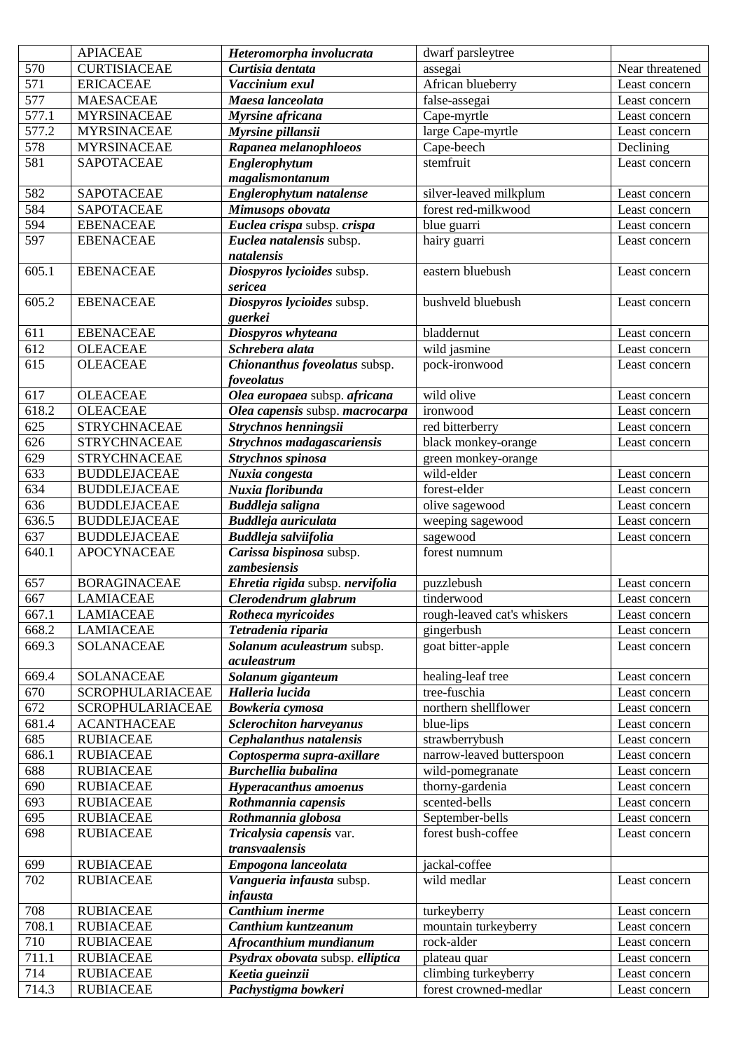| | APIACEAE | ***Heteromorpha involucrata*** | dwarf parsleytree | |
|---|---|---|---|---|
| 570 | CURTISIACEAE | ***Curtisia dentata*** | assegai | Near threatened |
| 571 | ERICACEAE | ***Vaccinium exul*** | African blueberry | Least concern |
| 577 | MAESACEAE | ***Maesa lanceolata*** | false-assegai | Least concern |
| 577.1 | MYRSINACEAE | ***Myrsine africana*** | Cape-myrtle | Least concern |
| 577.2 | MYRSINACEAE | ***Myrsine pillansii*** | large Cape-myrtle | Least concern |
| 578 | MYRSINACEAE | ***Rapanea melanophloeos*** | Cape-beech | Declining |
| 581 | SAPOTACEAE | ***Englerophytum magalismontanum*** | stemfruit | Least concern |
| 582 | SAPOTACEAE | ***Englerophytum natalense*** | silver-leaved milkplum | Least concern |
| 584 | SAPOTACEAE | ***Mimusops obovata*** | forest red-milkwood | Least concern |
| 594 | EBENACEAE | ***Euclea crispa*** *subsp.* ***crispa*** | blue guarri | Least concern |
| 597 | EBENACEAE | ***Euclea natalensis*** *subsp.* ***natalensis*** | hairy guarri | Least concern |
| 605.1 | EBENACEAE | ***Diospyros lycioides*** *subsp.* ***sericea*** | eastern bluebush | Least concern |
| 605.2 | EBENACEAE | ***Diospyros lycioides*** *subsp.* ***guerkei*** | bushveld bluebush | Least concern |
| 611 | EBENACEAE | ***Diospyros whyteana*** | bladdernut | Least concern |
| 612 | OLEACEAE | ***Schrebera alata*** | wild jasmine | Least concern |
| 615 | OLEACEAE | ***Chionanthus foveolatus*** *subsp.* ***foveolatus*** | pock-ironwood | Least concern |
| 617 | OLEACEAE | ***Olea europaea*** *subsp.* ***africana*** | wild olive | Least concern |
| 618.2 | OLEACEAE | ***Olea capensis*** *subsp.* ***macrocarpa*** | ironwood | Least concern |
| 625 | STRYCHNACEAE | ***Strychnos henningsii*** | red bitterberry | Least concern |
| 626 | STRYCHNACEAE | ***Strychnos madagascariensis*** | black monkey-orange | Least concern |
| 629 | STRYCHNACEAE | ***Strychnos spinosa*** | green monkey-orange | |
| 633 | BUDDLEJACEAE | ***Nuxia congesta*** | wild-elder | Least concern |
| 634 | BUDDLEJACEAE | ***Nuxia floribunda*** | forest-elder | Least concern |
| 636 | BUDDLEJACEAE | ***Buddleja saligna*** | olive sagewood | Least concern |
| 636.5 | BUDDLEJACEAE | ***Buddleja auriculata*** | weeping sagewood | Least concern |
| 637 | BUDDLEJACEAE | ***Buddleja salviifolia*** | sagewood | Least concern |
| 640.1 | APOCYNACEAE | ***Carissa bispinosa*** *subsp.* ***zambesiensis*** | forest numnum | |
| 657 | BORAGINACEAE | ***Ehretia rigida*** *subsp.* ***nervifolia*** | puzzlebush | Least concern |
| 667 | LAMIACEAE | ***Clerodendrum glabrum*** | tinderwood | Least concern |
| 667.1 | LAMIACEAE | ***Rotheca myricoides*** | rough-leaved cat's whiskers | Least concern |
| 668.2 | LAMIACEAE | ***Tetradenia riparia*** | gingerbush | Least concern |
| 669.3 | SOLANACEAE | ***Solanum aculeastrum*** *subsp.* ***aculeastrum*** | goat bitter-apple | Least concern |
| 669.4 | SOLANACEAE | ***Solanum giganteum*** | healing-leaf tree | Least concern |
| 670 | SCROPHULARIACEAE | ***Halleria lucida*** | tree-fuschia | Least concern |
| 672 | SCROPHULARIACEAE | ***Bowkeria cymosa*** | northern shellflower | Least concern |
| 681.4 | ACANTHACEAE | ***Sclerochiton harveyanus*** | blue-lips | Least concern |
| 685 | RUBIACEAE | ***Cephalanthus natalensis*** | strawberrybush | Least concern |
| 686.1 | RUBIACEAE | ***Coptosperma supra-axillare*** | narrow-leaved butterspoon | Least concern |
| 688 | RUBIACEAE | ***Burchellia bubalina*** | wild-pomegranate | Least concern |
| 690 | RUBIACEAE | ***Hyperacanthus amoenus*** | thorny-gardenia | Least concern |
| 693 | RUBIACEAE | ***Rothmannia capensis*** | scented-bells | Least concern |
| 695 | RUBIACEAE | ***Rothmannia globosa*** | September-bells | Least concern |
| 698 | RUBIACEAE | ***Tricalysia capensis*** *var.* ***transvaalensis*** | forest bush-coffee | Least concern |
| 699 | RUBIACEAE | ***Empogona lanceolata*** | jackal-coffee | |
| 702 | RUBIACEAE | ***Vangueria infausta*** *subsp.* ***infausta*** | wild medlar | Least concern |
| 708 | RUBIACEAE | ***Canthium inerme*** | turkeyberry | Least concern |
| 708.1 | RUBIACEAE | ***Canthium kuntzeanum*** | mountain turkeyberry | Least concern |
| 710 | RUBIACEAE | ***Afrocanthium mundianum*** | rock-alder | Least concern |
| 711.1 | RUBIACEAE | ***Psydrax obovata*** *subsp.* ***elliptica*** | plateau quar | Least concern |
| 714 | RUBIACEAE | ***Keetia gueinzii*** | climbing turkeyberry | Least concern |
| 714.3 | RUBIACEAE | ***Pachystigma bowkeri*** | forest crowned-medlar | Least concern |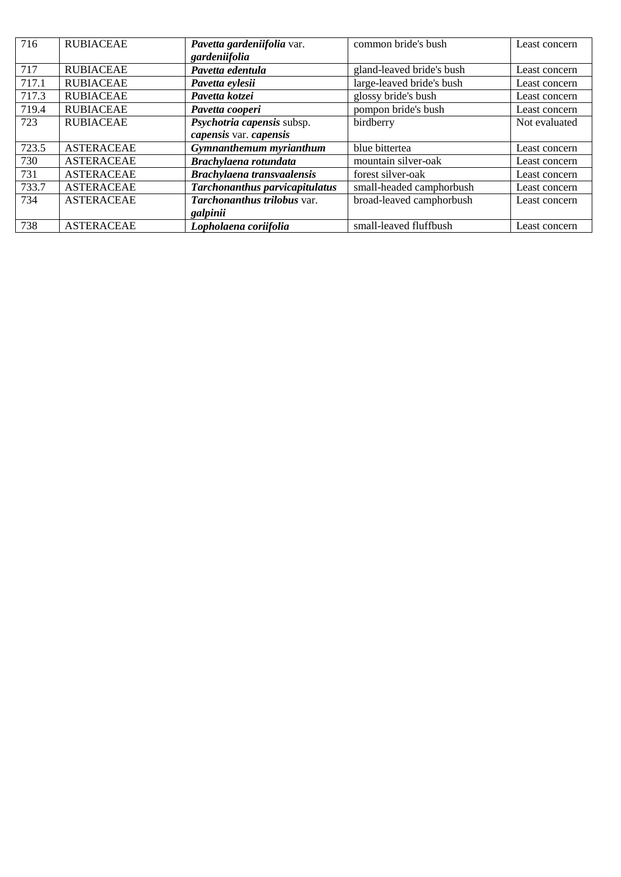| | | | | |
|---|---|---|---|---|
| 716 | RUBIACEAE | ***Pavetta gardeniifolia*** var. ***gardeniifolia*** | common bride's bush | Least concern |
| 717 | RUBIACEAE | ***Pavetta edentula*** | gland-leaved bride's bush | Least concern |
| 717.1 | RUBIACEAE | ***Pavetta eylesii*** | large-leaved bride's bush | Least concern |
| 717.3 | RUBIACEAE | ***Pavetta kotzei*** | glossy bride's bush | Least concern |
| 719.4 | RUBIACEAE | ***Pavetta cooperi*** | pompon bride's bush | Least concern |
| 723 | RUBIACEAE | ***Psychotria capensis*** subsp. ***capensis*** var. ***capensis*** | birdberry | Not evaluated |
| 723.5 | ASTERACEAE | ***Gymnanthemum myrianthum*** | blue bittertea | Least concern |
| 730 | ASTERACEAE | ***Brachylaena rotundata*** | mountain silver-oak | Least concern |
| 731 | ASTERACEAE | ***Brachylaena transvaalensis*** | forest silver-oak | Least concern |
| 733.7 | ASTERACEAE | ***Tarchonanthus parvicapitulatus*** | small-headed camphorbush | Least concern |
| 734 | ASTERACEAE | ***Tarchonanthus trilobus*** var. ***galpinii*** | broad-leaved camphorbush | Least concern |
| 738 | ASTERACEAE | ***Lopholaena coriifolia*** | small-leaved fluffbush | Least concern |